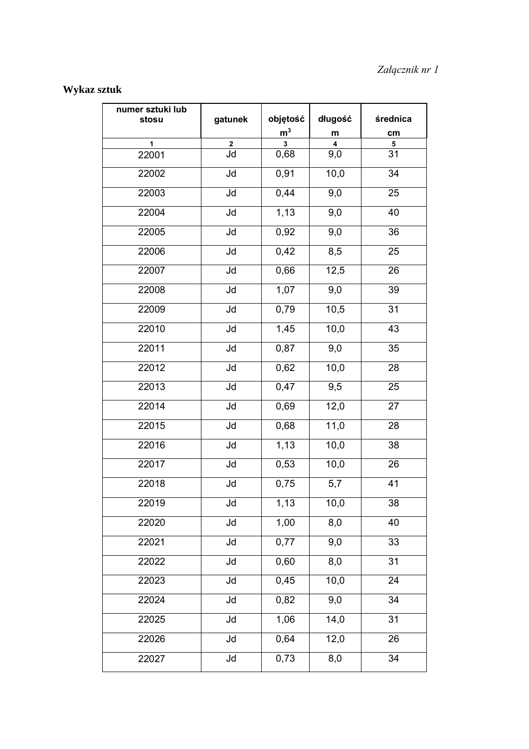*Załącznik nr 1*

**Wykaz sztuk**

| numer sztuki lub stosu | gatunek | objętość $m^3$ | długość m | średnica cm |
|---|---|---|---|---|
| 1 | 2 | 3 | 4 | 5 |
| 22001 | Jd | 0,68 | 9,0 | 31 |
| 22002 | Jd | 0,91 | 10,0 | 34 |
| 22003 | Jd | 0,44 | 9,0 | 25 |
| 22004 | Jd | 1,13 | 9,0 | 40 |
| 22005 | Jd | 0,92 | 9,0 | 36 |
| 22006 | Jd | 0,42 | 8,5 | 25 |
| 22007 | Jd | 0,66 | 12,5 | 26 |
| 22008 | Jd | 1,07 | 9,0 | 39 |
| 22009 | Jd | 0,79 | 10,5 | 31 |
| 22010 | Jd | 1,45 | 10,0 | 43 |
| 22011 | Jd | 0,87 | 9,0 | 35 |
| 22012 | Jd | 0,62 | 10,0 | 28 |
| 22013 | Jd | 0,47 | 9,5 | 25 |
| 22014 | Jd | 0,69 | 12,0 | 27 |
| 22015 | Jd | 0,68 | 11,0 | 28 |
| 22016 | Jd | 1,13 | 10,0 | 38 |
| 22017 | Jd | 0,53 | 10,0 | 26 |
| 22018 | Jd | 0,75 | 5,7 | 41 |
| 22019 | Jd | 1,13 | 10,0 | 38 |
| 22020 | Jd | 1,00 | 8,0 | 40 |
| 22021 | Jd | 0,77 | 9,0 | 33 |
| 22022 | Jd | 0,60 | 8,0 | 31 |
| 22023 | Jd | 0,45 | 10,0 | 24 |
| 22024 | Jd | 0,82 | 9,0 | 34 |
| 22025 | Jd | 1,06 | 14,0 | 31 |
| 22026 | Jd | 0,64 | 12,0 | 26 |
| 22027 | Jd | 0,73 | 8,0 | 34 |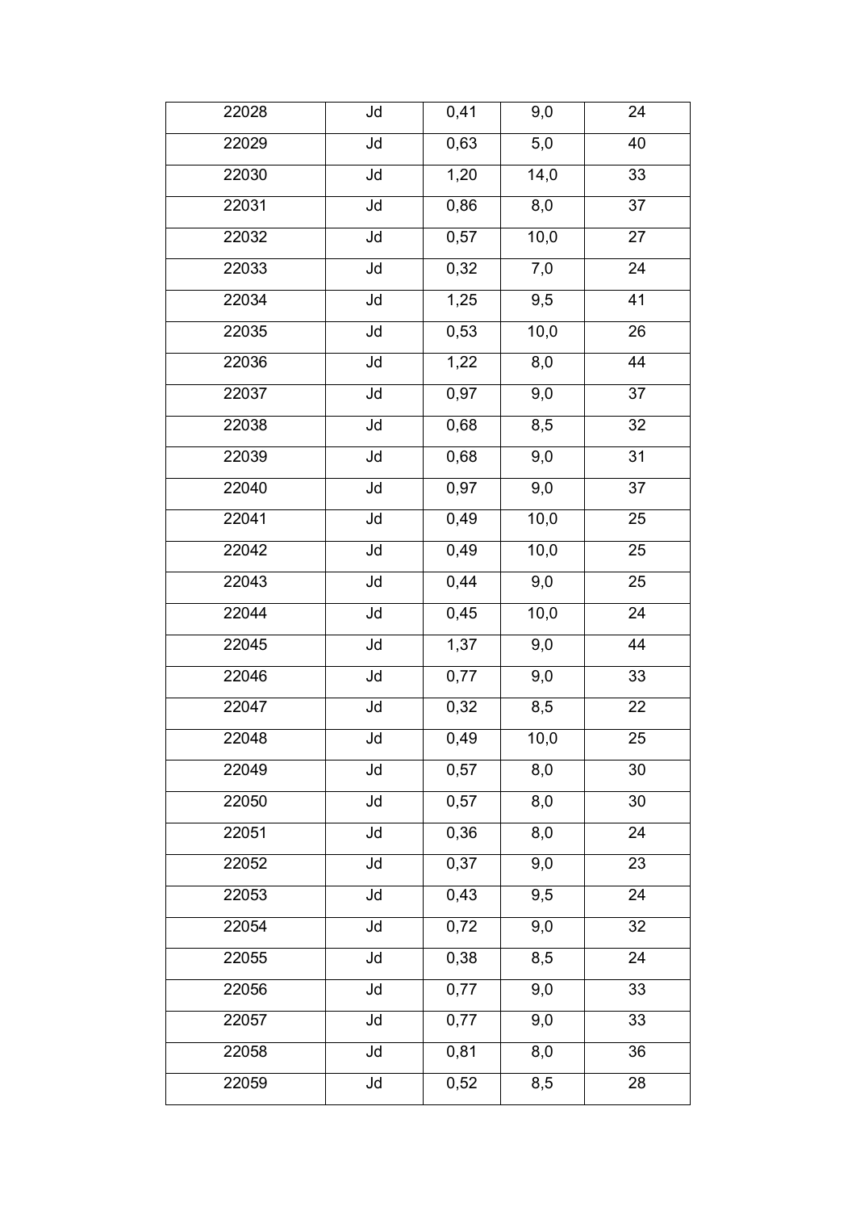| 22028 | Jd | 0,41 | 9,0 | 24 |
|---|---|---|---|---|
| 22029 | Jd | 0,63 | 5,0 | 40 |
| 22030 | Jd | 1,20 | 14,0 | 33 |
| 22031 | Jd | 0,86 | 8,0 | 37 |
| 22032 | Jd | 0,57 | 10,0 | 27 |
| 22033 | Jd | 0,32 | 7,0 | 24 |
| 22034 | Jd | 1,25 | 9,5 | 41 |
| 22035 | Jd | 0,53 | 10,0 | 26 |
| 22036 | Jd | 1,22 | 8,0 | 44 |
| 22037 | Jd | 0,97 | 9,0 | 37 |
| 22038 | Jd | 0,68 | 8,5 | 32 |
| 22039 | Jd | 0,68 | 9,0 | 31 |
| 22040 | Jd | 0,97 | 9,0 | 37 |
| 22041 | Jd | 0,49 | 10,0 | 25 |
| 22042 | Jd | 0,49 | 10,0 | 25 |
| 22043 | Jd | 0,44 | 9,0 | 25 |
| 22044 | Jd | 0,45 | 10,0 | 24 |
| 22045 | Jd | 1,37 | 9,0 | 44 |
| 22046 | Jd | 0,77 | 9,0 | 33 |
| 22047 | Jd | 0,32 | 8,5 | 22 |
| 22048 | Jd | 0,49 | 10,0 | 25 |
| 22049 | Jd | 0,57 | 8,0 | 30 |
| 22050 | Jd | 0,57 | 8,0 | 30 |
| 22051 | Jd | 0,36 | 8,0 | 24 |
| 22052 | Jd | 0,37 | 9,0 | 23 |
| 22053 | Jd | 0,43 | 9,5 | 24 |
| 22054 | Jd | 0,72 | 9,0 | 32 |
| 22055 | Jd | 0,38 | 8,5 | 24 |
| 22056 | Jd | 0,77 | 9,0 | 33 |
| 22057 | Jd | 0,77 | 9,0 | 33 |
| 22058 | Jd | 0,81 | 8,0 | 36 |
| 22059 | Jd | 0,52 | 8,5 | 28 |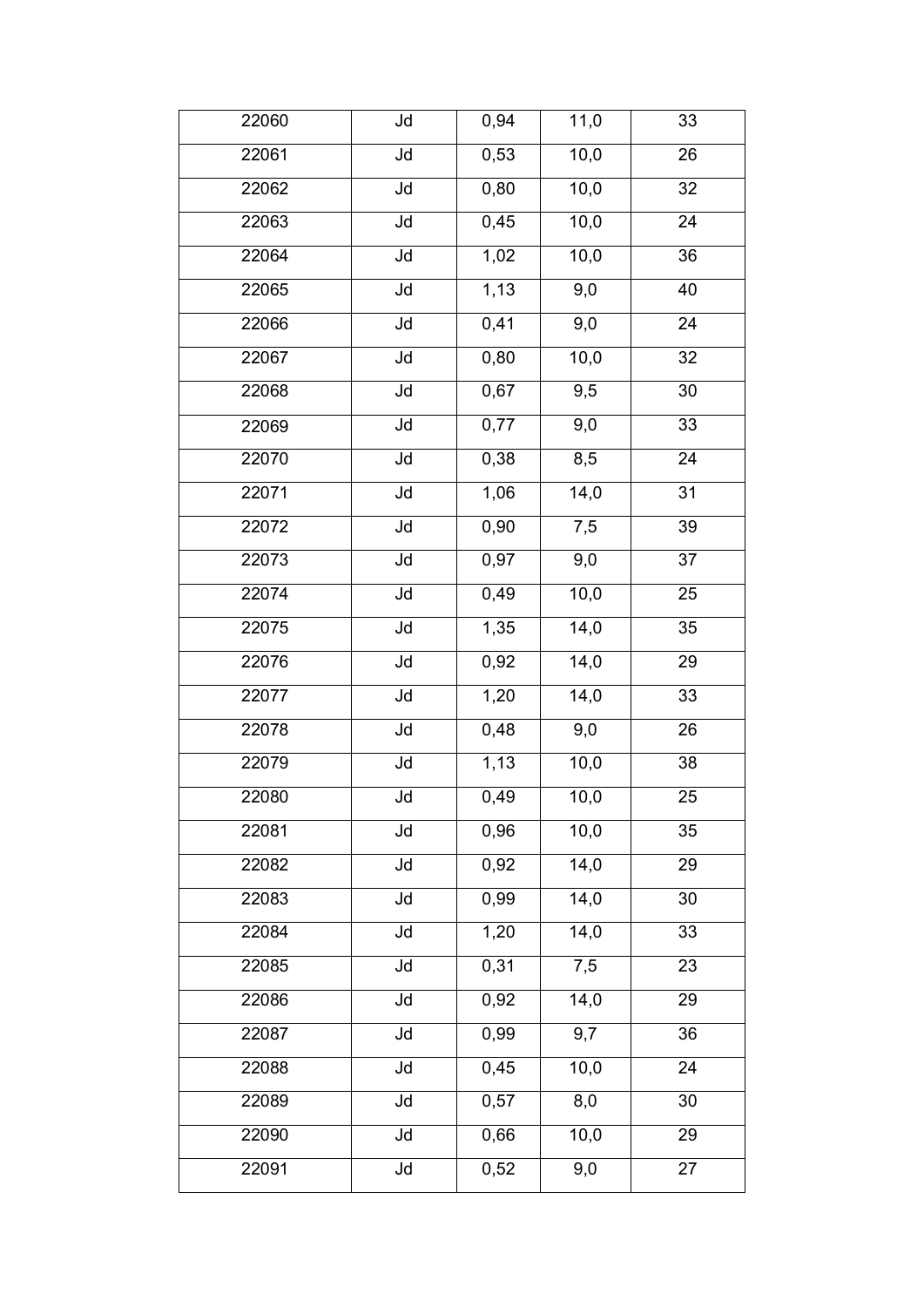| | | | | |
|---|---|---|---|---|
| 22060 | Jd | 0,94 | 11,0 | 33 |
| 22061 | Jd | 0,53 | 10,0 | 26 |
| 22062 | Jd | 0,80 | 10,0 | 32 |
| 22063 | Jd | 0,45 | 10,0 | 24 |
| 22064 | Jd | 1,02 | 10,0 | 36 |
| 22065 | Jd | 1,13 | 9,0 | 40 |
| 22066 | Jd | 0,41 | 9,0 | 24 |
| 22067 | Jd | 0,80 | 10,0 | 32 |
| 22068 | Jd | 0,67 | 9,5 | 30 |
| 22069 | Jd | 0,77 | 9,0 | 33 |
| 22070 | Jd | 0,38 | 8,5 | 24 |
| 22071 | Jd | 1,06 | 14,0 | 31 |
| 22072 | Jd | 0,90 | 7,5 | 39 |
| 22073 | Jd | 0,97 | 9,0 | 37 |
| 22074 | Jd | 0,49 | 10,0 | 25 |
| 22075 | Jd | 1,35 | 14,0 | 35 |
| 22076 | Jd | 0,92 | 14,0 | 29 |
| 22077 | Jd | 1,20 | 14,0 | 33 |
| 22078 | Jd | 0,48 | 9,0 | 26 |
| 22079 | Jd | 1,13 | 10,0 | 38 |
| 22080 | Jd | 0,49 | 10,0 | 25 |
| 22081 | Jd | 0,96 | 10,0 | 35 |
| 22082 | Jd | 0,92 | 14,0 | 29 |
| 22083 | Jd | 0,99 | 14,0 | 30 |
| 22084 | Jd | 1,20 | 14,0 | 33 |
| 22085 | Jd | 0,31 | 7,5 | 23 |
| 22086 | Jd | 0,92 | 14,0 | 29 |
| 22087 | Jd | 0,99 | 9,7 | 36 |
| 22088 | Jd | 0,45 | 10,0 | 24 |
| 22089 | Jd | 0,57 | 8,0 | 30 |
| 22090 | Jd | 0,66 | 10,0 | 29 |
| 22091 | Jd | 0,52 | 9,0 | 27 |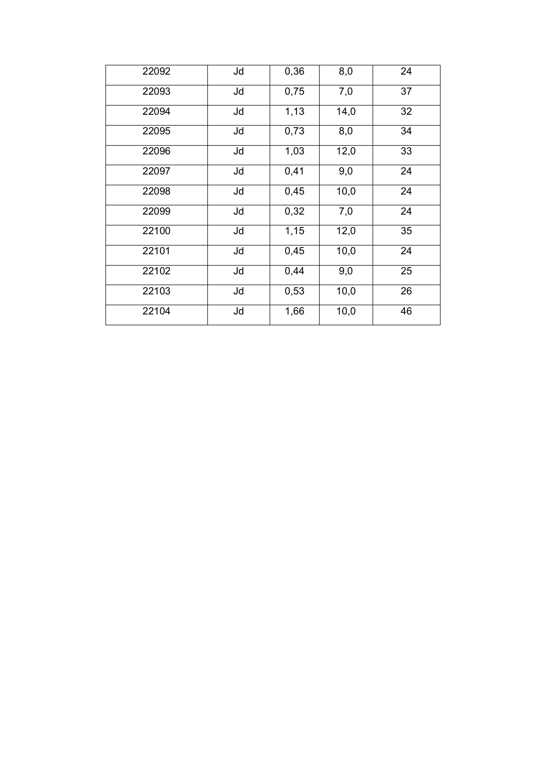| | | | | |
|---|---|---|---|---|
| 22092 | Jd | 0,36 | 8,0 | 24 |
| 22093 | Jd | 0,75 | 7,0 | 37 |
| 22094 | Jd | 1,13 | 14,0 | 32 |
| 22095 | Jd | 0,73 | 8,0 | 34 |
| 22096 | Jd | 1,03 | 12,0 | 33 |
| 22097 | Jd | 0,41 | 9,0 | 24 |
| 22098 | Jd | 0,45 | 10,0 | 24 |
| 22099 | Jd | 0,32 | 7,0 | 24 |
| 22100 | Jd | 1,15 | 12,0 | 35 |
| 22101 | Jd | 0,45 | 10,0 | 24 |
| 22102 | Jd | 0,44 | 9,0 | 25 |
| 22103 | Jd | 0,53 | 10,0 | 26 |
| 22104 | Jd | 1,66 | 10,0 | 46 |